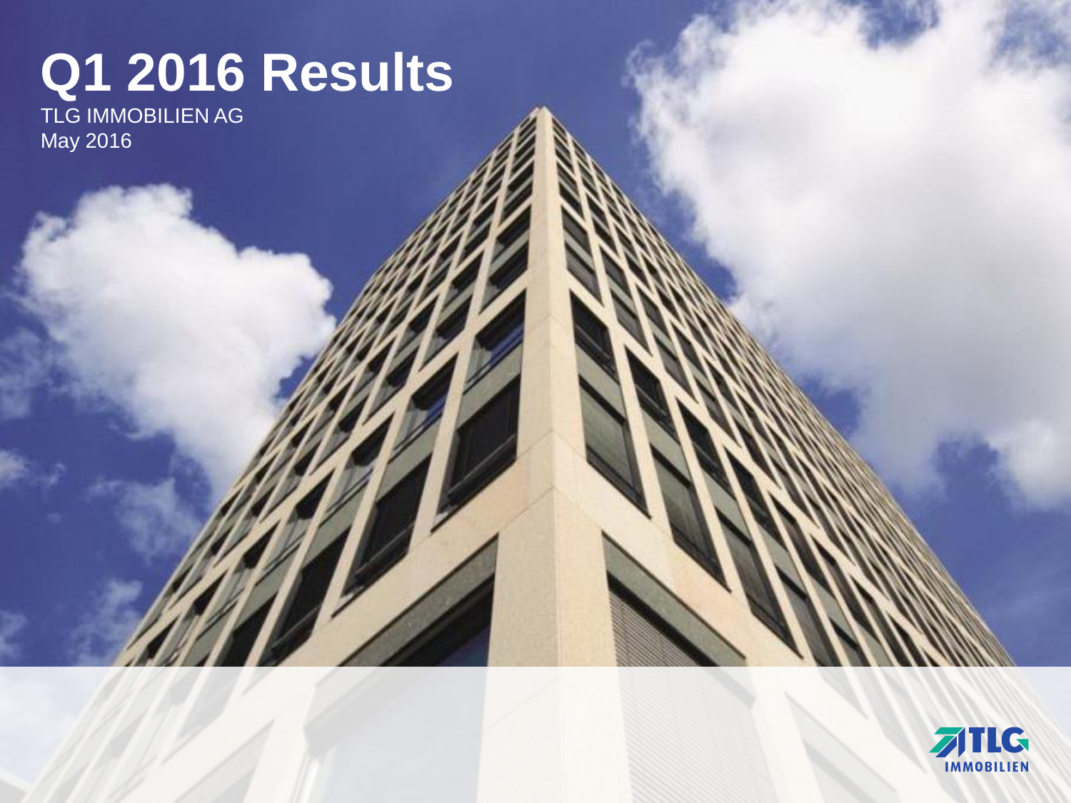# Q1 2016 Results

TLG IMMOBILIEN AG
May 2016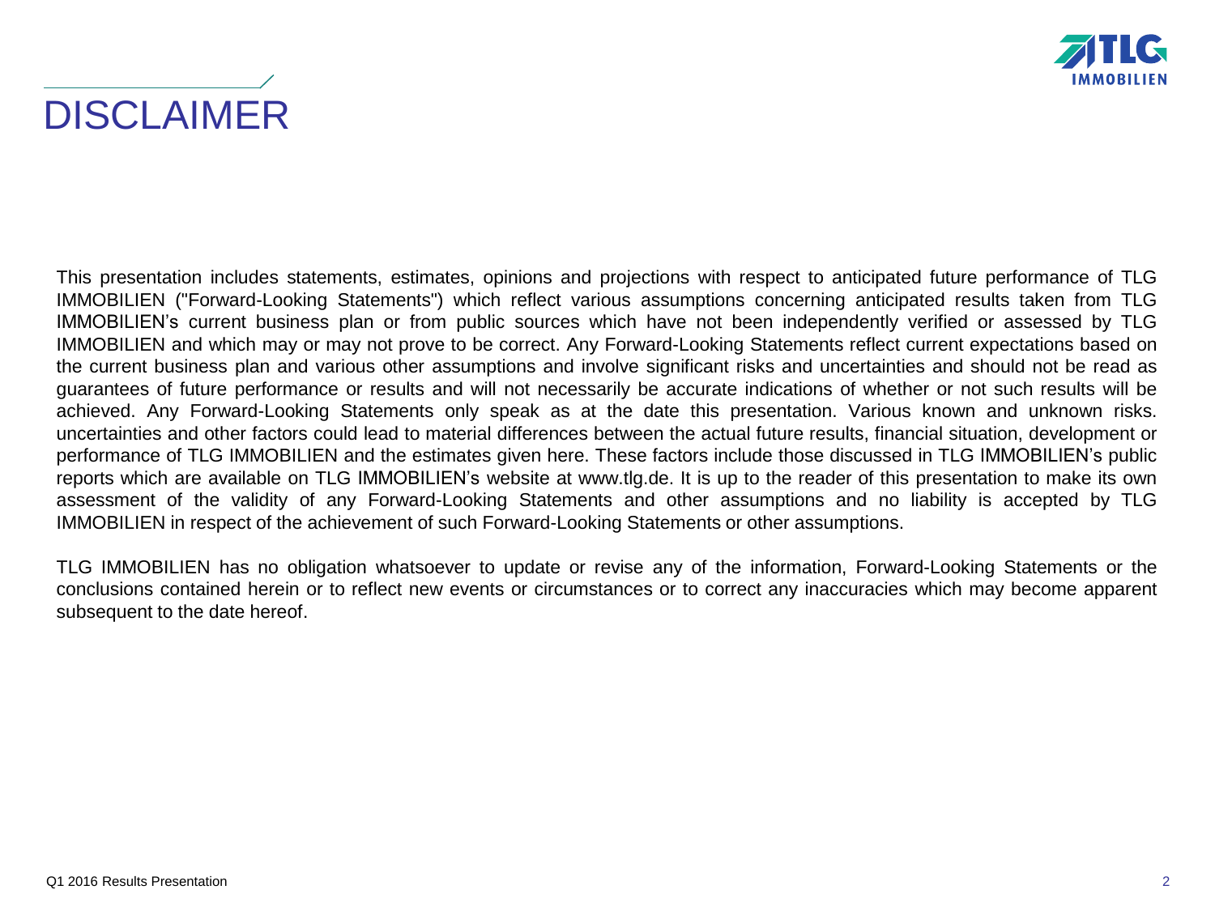# DISCLAIMER

This presentation includes statements, estimates, opinions and projections with respect to anticipated future performance of TLG IMMOBILIEN ("Forward-Looking Statements") which reflect various assumptions concerning anticipated results taken from TLG IMMOBILIEN's current business plan or from public sources which have not been independently verified or assessed by TLG IMMOBILIEN and which may or may not prove to be correct. Any Forward-Looking Statements reflect current expectations based on the current business plan and various other assumptions and involve significant risks and uncertainties and should not be read as guarantees of future performance or results and will not necessarily be accurate indications of whether or not such results will be achieved. Any Forward-Looking Statements only speak as at the date this presentation. Various known and unknown risks. uncertainties and other factors could lead to material differences between the actual future results, financial situation, development or performance of TLG IMMOBILIEN and the estimates given here. These factors include those discussed in TLG IMMOBILIEN's public reports which are available on TLG IMMOBILIEN's website at www.tlg.de. It is up to the reader of this presentation to make its own assessment of the validity of any Forward-Looking Statements and other assumptions and no liability is accepted by TLG IMMOBILIEN in respect of the achievement of such Forward-Looking Statements or other assumptions.

TLG IMMOBILIEN has no obligation whatsoever to update or revise any of the information, Forward-Looking Statements or the conclusions contained herein or to reflect new events or circumstances or to correct any inaccuracies which may become apparent subsequent to the date hereof.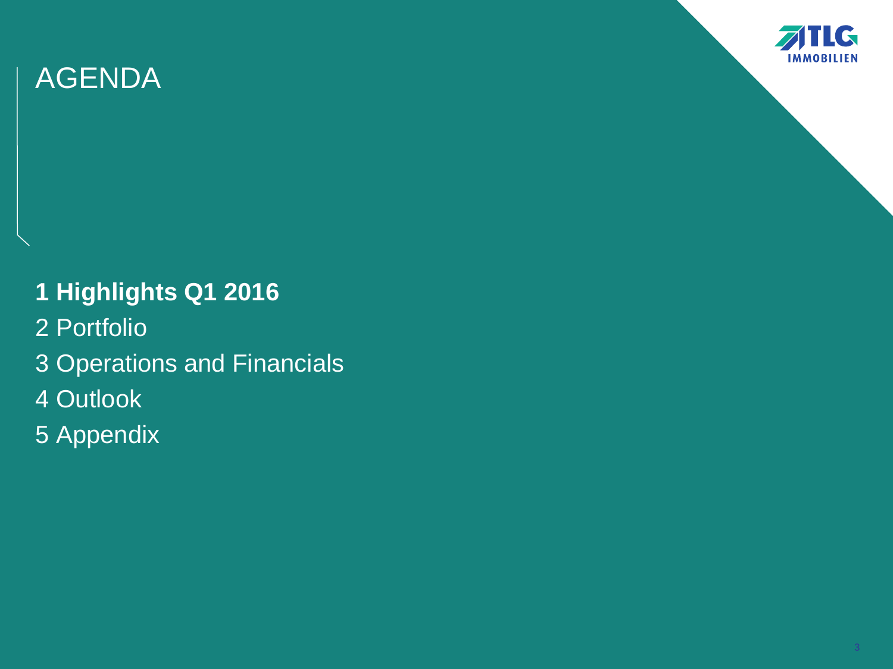# AGENDA

**1 Highlights Q1 2016**

2 Portfolio

3 Operations and Financials

4 Outlook

5 Appendix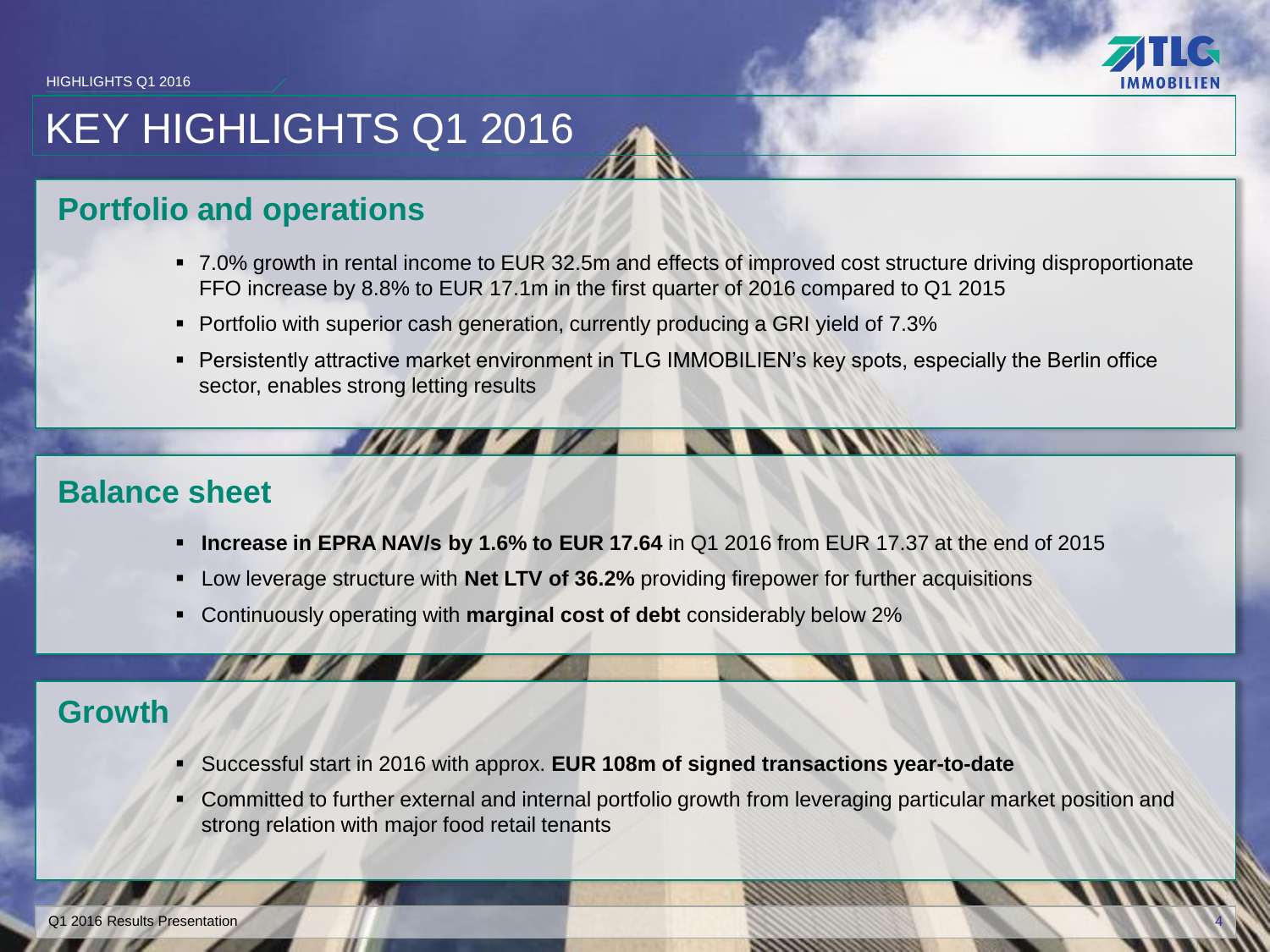# KEY HIGHLIGHTS Q1 2016

## Portfolio and operations

- 7.0% growth in rental income to EUR 32.5m and effects of improved cost structure driving disproportionate FFO increase by 8.8% to EUR 17.1m in the first quarter of 2016 compared to Q1 2015
- Portfolio with superior cash generation, currently producing a GRI yield of 7.3%
- Persistently attractive market environment in TLG IMMOBILIEN's key spots, especially the Berlin office sector, enables strong letting results

## Balance sheet

- **Increase in EPRA NAV/s by 1.6% to EUR 17.64** in Q1 2016 from EUR 17.37 at the end of 2015
- Low leverage structure with **Net LTV of 36.2%** providing firepower for further acquisitions
- Continuously operating with **marginal cost of debt** considerably below 2%

## Growth

- Successful start in 2016 with approx. **EUR 108m of signed transactions year-to-date**
- Committed to further external and internal portfolio growth from leveraging particular market position and strong relation with major food retail tenants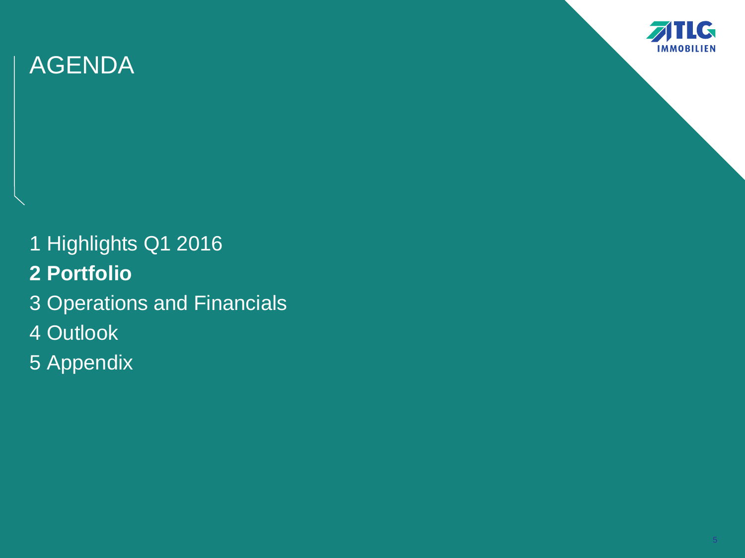# AGENDA

1 Highlights Q1 2016

**2 Portfolio**

3 Operations and Financials

4 Outlook

5 Appendix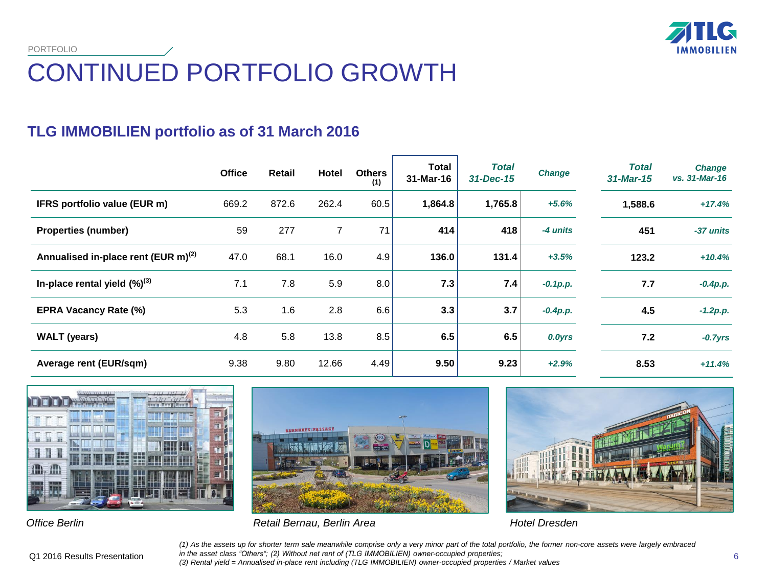PORTFOLIO

# CONTINUED PORTFOLIO GROWTH

## TLG IMMOBILIEN portfolio as of 31 March 2016

| | Office | Retail | Hotel | Others (1) | Total 31-Mar-16 | *Total 31-Dec-15* | *Change* | *Total 31-Mar-15* | *Change vs. 31-Mar-16* |
|---|---|---|---|---|---|---|---|---|---|
| **IFRS portfolio value (EUR m)** | 669.2 | 872.6 | 262.4 | 60.5 | **1,864.8** | **1,765.8** | *+5.6%* | **1,588.6** | *+17.4%* |
| **Properties (number)** | 59 | 277 | 7 | 71 | **414** | **418** | *-4 units* | **451** | *-37 units* |
| **Annualised in-place rent (EUR m)(2)** | 47.0 | 68.1 | 16.0 | 4.9 | **136.0** | **131.4** | *+3.5%* | **123.2** | *+10.4%* |
| **In-place rental yield (%)(3)** | 7.1 | 7.8 | 5.9 | 8.0 | **7.3** | **7.4** | *-0.1p.p.* | **7.7** | *-0.4p.p.* |
| **EPRA Vacancy Rate (%)** | 5.3 | 1.6 | 2.8 | 6.6 | **3.3** | **3.7** | *-0.4p.p.* | **4.5** | *-1.2p.p.* |
| **WALT (years)** | 4.8 | 5.8 | 13.8 | 8.5 | **6.5** | **6.5** | *0.0yrs* | **7.2** | *-0.7yrs* |
| **Average rent (EUR/sqm)** | 9.38 | 9.80 | 12.66 | 4.49 | **9.50** | **9.23** | *+2.9%* | **8.53** | *+11.4%* |

*Office Berlin*

*Retail Bernau, Berlin Area*

*Hotel Dresden*

*(1) As the assets up for shorter term sale meanwhile comprise only a very minor part of the total portfolio, the former non-core assets were largely embraced in the asset class "Others"; (2) Without net rent of (TLG IMMOBILIEN) owner-occupied properties;*
*(3) Rental yield = Annualised in-place rent including (TLG IMMOBILIEN) owner-occupied properties / Market values*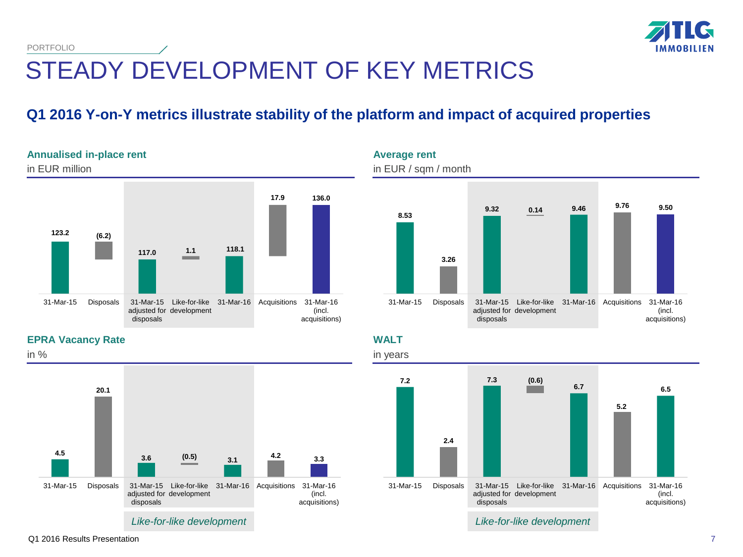PORTFOLIO

# STEADY DEVELOPMENT OF KEY METRICS

## Q1 2016 Y-on-Y metrics illustrate stability of the platform and impact of acquired properties

### Annualised in-place rent

in EUR million

| 31-Mar-15 | Disposals | 31-Mar-15 adjusted for disposals | Like-for-like development | 31-Mar-16 | Acquisitions | 31-Mar-16 (incl. acquisitions) |
|---|---|---|---|---|---|---|
| 123.2 | (6.2) | 117.0 | 1.1 | 118.1 | 17.9 | 136.0 |

### Average rent

in EUR / sqm / month

| 31-Mar-15 | Disposals | 31-Mar-15 adjusted for disposals | Like-for-like development | 31-Mar-16 | Acquisitions | 31-Mar-16 (incl. acquisitions) |
|---|---|---|---|---|---|---|
| 8.53 | 3.26 | 9.32 | 0.14 | 9.46 | 9.76 | 9.50 |

### EPRA Vacancy Rate

in %

| 31-Mar-15 | Disposals | 31-Mar-15 adjusted for disposals | Like-for-like development | 31-Mar-16 | Acquisitions | 31-Mar-16 (incl. acquisitions) |
|---|---|---|---|---|---|---|
| 4.5 | 20.1 | 3.6 | (0.5) | 3.1 | 4.2 | 3.3 |

### WALT

in years

| 31-Mar-15 | Disposals | 31-Mar-15 adjusted for disposals | Like-for-like development | 31-Mar-16 | Acquisitions | 31-Mar-16 (incl. acquisitions) |
|---|---|---|---|---|---|---|
| 7.2 | 2.4 | 7.3 | (0.6) | 6.7 | 5.2 | 6.5 |

*Like-for-like development*

Q1 2016 Results Presentation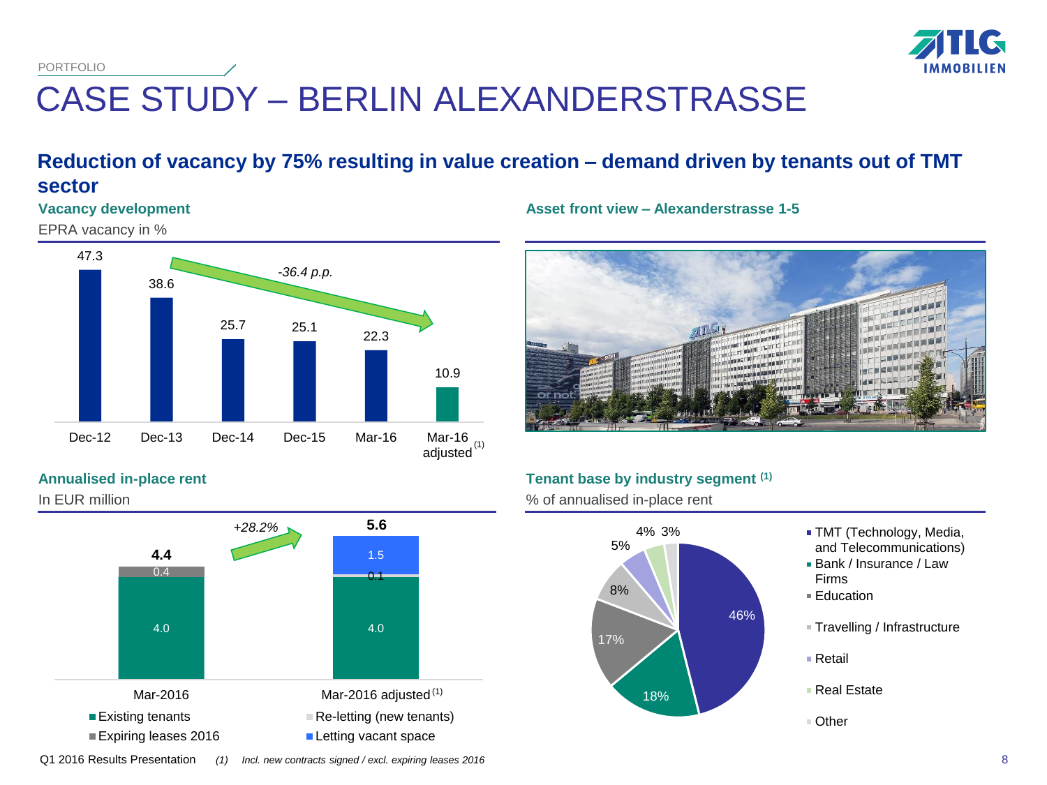PORTFOLIO

# CASE STUDY – BERLIN ALEXANDERSTRASSE

## Reduction of vacancy by 75% resulting in value creation – demand driven by tenants out of TMT sector

### Vacancy development

EPRA vacancy in %

| | Dec-12 | Dec-13 | Dec-14 | Dec-15 | Mar-16 | Mar-16 adjusted (1) |
|---|---|---|---|---|---|---|
| EPRA vacancy (%) | 47.3 | 38.6 | 25.7 | 25.1 | 22.3 | 10.9 |

*-36.4 p.p.*

### Asset front view – Alexanderstrasse 1-5

### Annualised in-place rent

In EUR million

| | Mar-2016 | Mar-2016 adjusted (1) |
|---|---|---|
| Existing tenants | 4.0 | 4.0 |
| Expiring leases 2016 | 0.4 | |
| Re-letting (new tenants) | | 0.1 |
| Letting vacant space | | 1.5 |
| **Total** | **4.4** | **5.6** |

*+28.2%*

### Tenant base by industry segment (1)

% of annualised in-place rent

| Segment | Share |
|---|---|
| TMT (Technology, Media, and Telecommunications) | 46% |
| Bank / Insurance / Law Firms | 18% |
| Education | 17% |
| Travelling / Infrastructure | 8% |
| Retail | 5% |
| Real Estate | 4% |
| Other | 3% |

Q1 2016 Results Presentation

*(1) Incl. new contracts signed / excl. expiring leases 2016*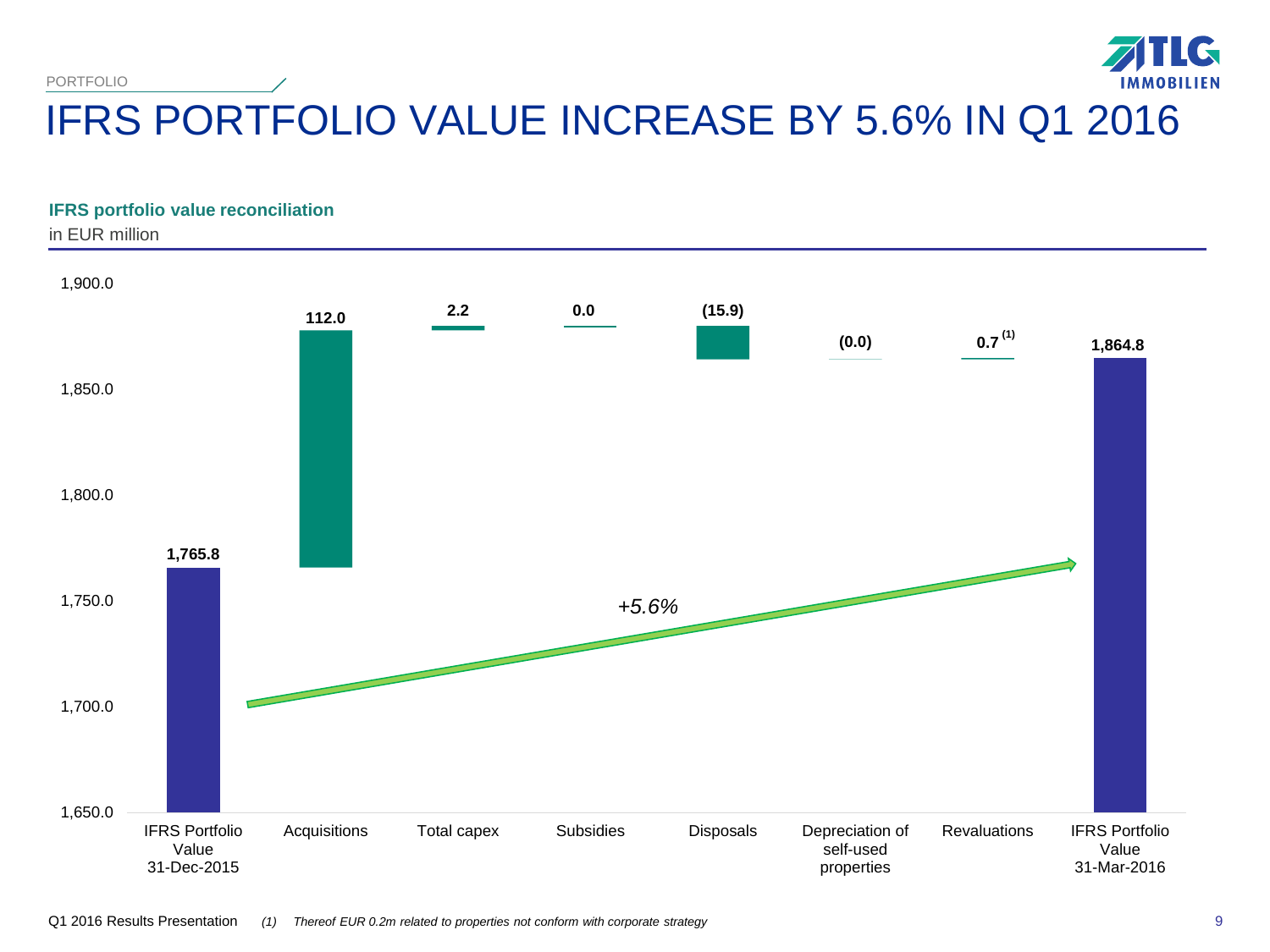PORTFOLIO

# IFRS PORTFOLIO VALUE INCREASE BY 5.6% IN Q1 2016

**IFRS portfolio value reconciliation**

in EUR million

| | EUR million |
|---|---|
| IFRS Portfolio Value 31-Dec-2015 | 1,765.8 |
| Acquisitions | 112.0 |
| Total capex | 2.2 |
| Subsidies | 0.0 |
| Disposals | (15.9) |
| Depreciation of self-used properties | (0.0) |
| Revaluations | 0.7 [(1)] |
| IFRS Portfolio Value 31-Mar-2016 | 1,864.8 |

*+5.6%*

Q1 2016 Results Presentation

*(1) Thereof EUR 0.2m related to properties not conform with corporate strategy*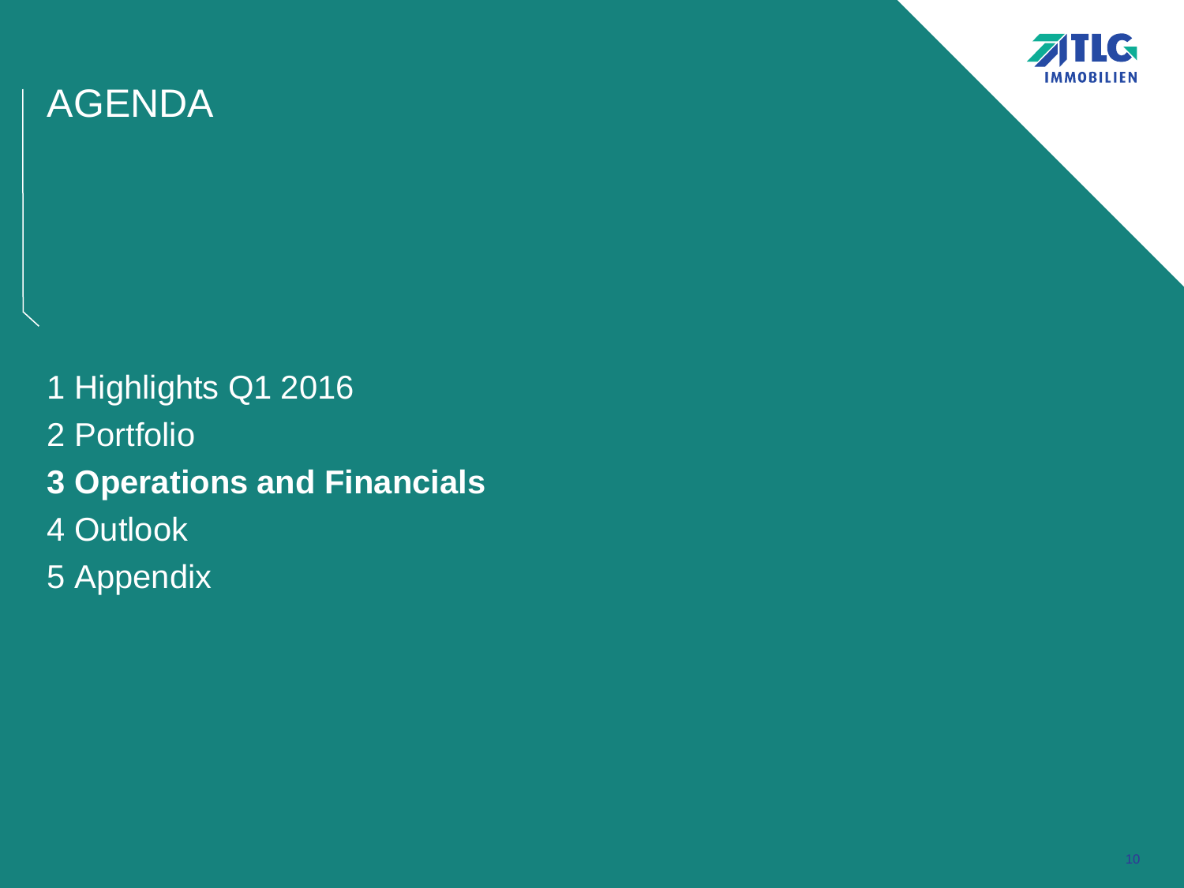# AGENDA

1 Highlights Q1 2016

2 Portfolio

**3 Operations and Financials**

4 Outlook

5 Appendix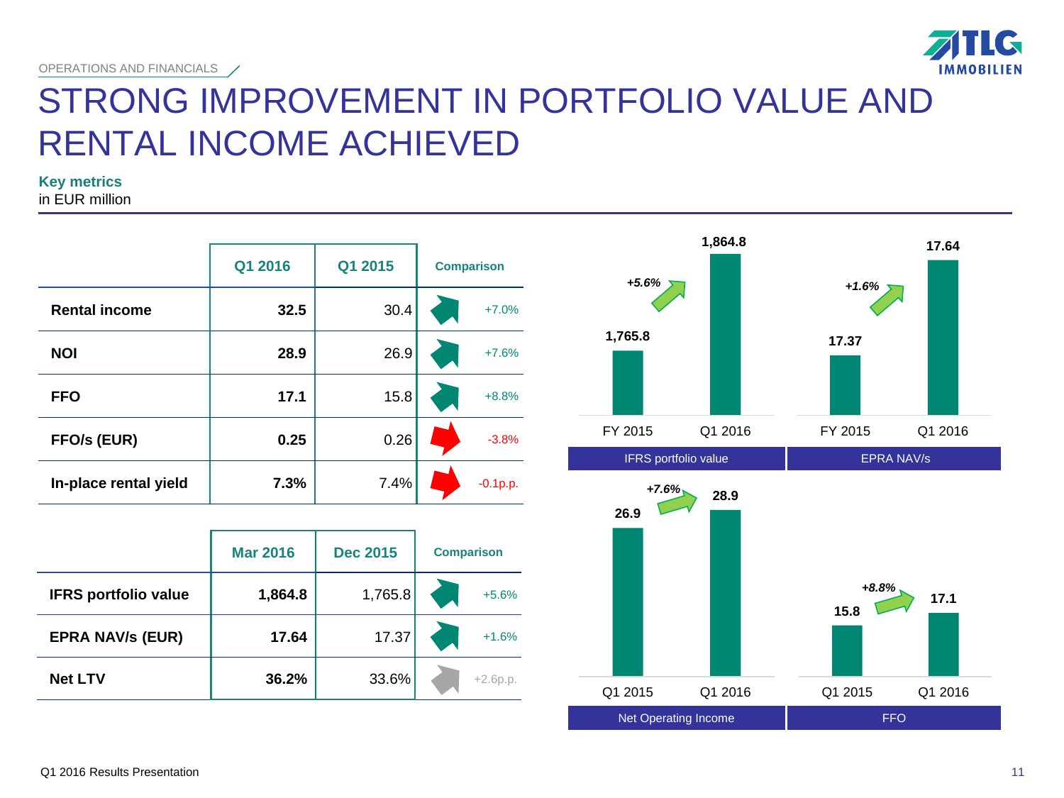OPERATIONS AND FINANCIALS

# STRONG IMPROVEMENT IN PORTFOLIO VALUE AND RENTAL INCOME ACHIEVED

**Key metrics**
in EUR million

| | Q1 2016 | Q1 2015 | Comparison |
|---|---|---|---|
| **Rental income** | **32.5** | 30.4 | +7.0% |
| **NOI** | **28.9** | 26.9 | +7.6% |
| **FFO** | **17.1** | 15.8 | +8.8% |
| **FFO/s (EUR)** | **0.25** | 0.26 | -3.8% |
| **In-place rental yield** | **7.3%** | 7.4% | -0.1p.p. |

| | Mar 2016 | Dec 2015 | Comparison |
|---|---|---|---|
| **IFRS portfolio value** | **1,864.8** | 1,765.8 | +5.6% |
| **EPRA NAV/s (EUR)** | **17.64** | 17.37 | +1.6% |
| **Net LTV** | **36.2%** | 33.6% | +2.6p.p. |

**IFRS portfolio value**

| FY 2015 | Q1 2016 | Change |
|---|---|---|
| 1,765.8 | 1,864.8 | +5.6% |

**EPRA NAV/s**

| FY 2015 | Q1 2016 | Change |
|---|---|---|
| 17.37 | 17.64 | +1.6% |

**Net Operating Income**

| Q1 2015 | Q1 2016 | Change |
|---|---|---|
| 26.9 | 28.9 | +7.6% |

**FFO**

| Q1 2015 | Q1 2016 | Change |
|---|---|---|
| 15.8 | 17.1 | +8.8% |

Q1 2016 Results Presentation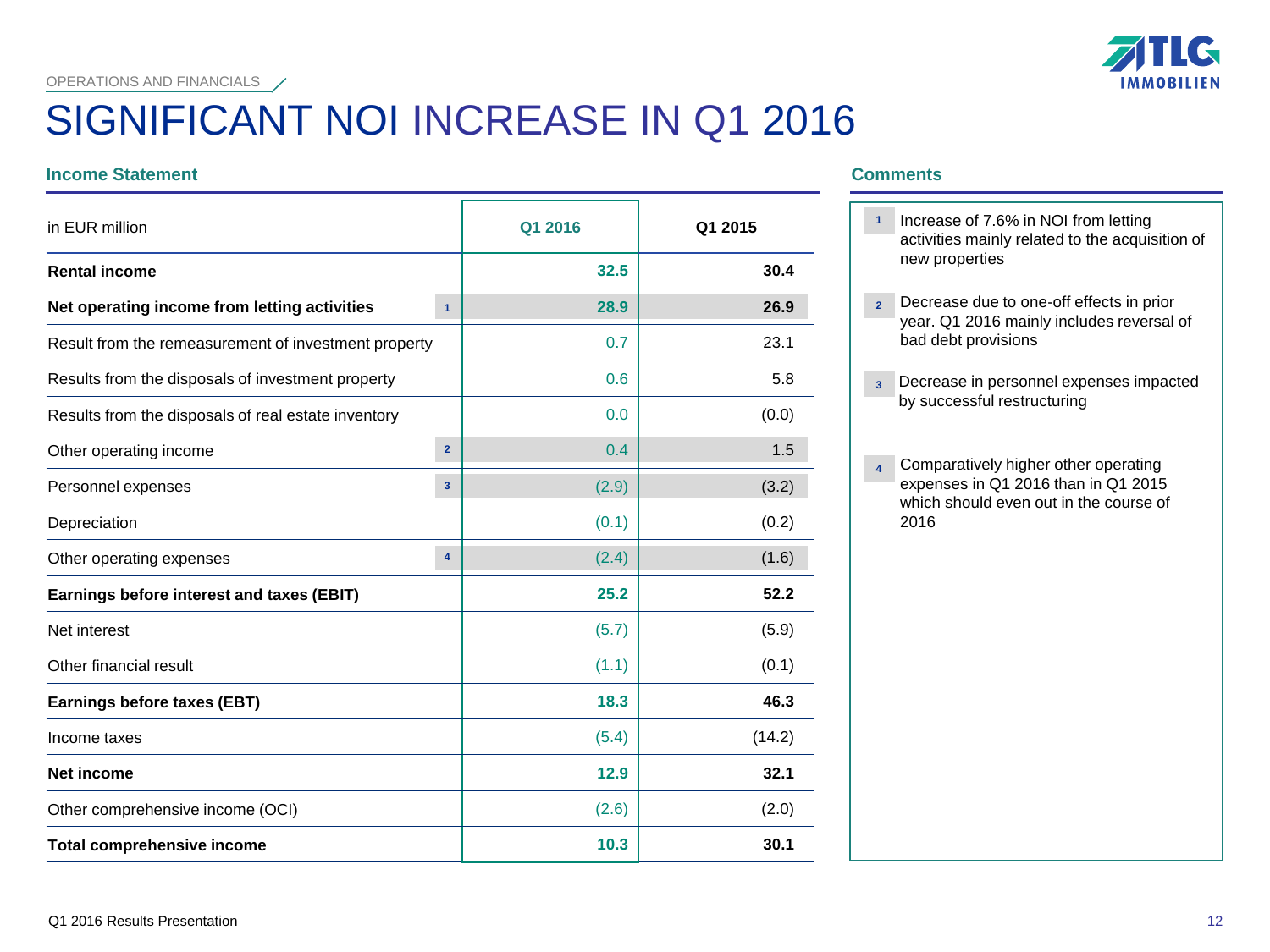OPERATIONS AND FINANCIALS

# SIGNIFICANT NOI INCREASE IN Q1 2016

## Income Statement

| in EUR million | | Q1 2016 | Q1 2015 |
|---|---|---|---|
| **Rental income** | | **32.5** | **30.4** |
| **Net operating income from letting activities** | 1 | **28.9** | **26.9** |
| Result from the remeasurement of investment property | | 0.7 | 23.1 |
| Results from the disposals of investment property | | 0.6 | 5.8 |
| Results from the disposals of real estate inventory | | 0.0 | (0.0) |
| Other operating income | 2 | 0.4 | 1.5 |
| Personnel expenses | 3 | (2.9) | (3.2) |
| Depreciation | | (0.1) | (0.2) |
| Other operating expenses | 4 | (2.4) | (1.6) |
| **Earnings before interest and taxes (EBIT)** | | **25.2** | **52.2** |
| Net interest | | (5.7) | (5.9) |
| Other financial result | | (1.1) | (0.1) |
| **Earnings before taxes (EBT)** | | **18.3** | **46.3** |
| Income taxes | | (5.4) | (14.2) |
| **Net income** | | **12.9** | **32.1** |
| Other comprehensive income (OCI) | | (2.6) | (2.0) |
| **Total comprehensive income** | | **10.3** | **30.1** |

## Comments

1. Increase of 7.6% in NOI from letting activities mainly related to the acquisition of new properties
2. Decrease due to one-off effects in prior year. Q1 2016 mainly includes reversal of bad debt provisions
3. Decrease in personnel expenses impacted by successful restructuring
4. Comparatively higher other operating expenses in Q1 2016 than in Q1 2015 which should even out in the course of 2016

Q1 2016 Results Presentation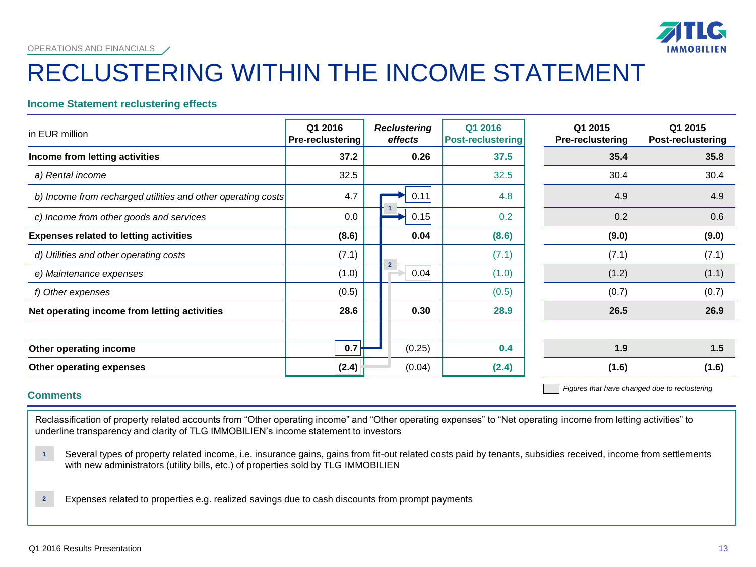OPERATIONS AND FINANCIALS

# RECLUSTERING WITHIN THE INCOME STATEMENT

## Income Statement reclustering effects

| in EUR million | Q1 2016 Pre-reclustering | *Reclustering effects* | Q1 2016 Post-reclustering | Q1 2015 Pre-reclustering | Q1 2015 Post-reclustering |
|---|---|---|---|---|---|
| **Income from letting activities** | **37.2** | **0.26** | **37.5** | **35.4** | **35.8** |
| *a) Rental income* | 32.5 | | 32.5 | 30.4 | 30.4 |
| *b) Income from recharged utilities and other operating costs* | 4.7 | 0.11 [1] | 4.8 | 4.9 | 4.9 |
| *c) Income from other goods and services* | 0.0 | 0.15 [1] | 0.2 | 0.2 | 0.6 |
| **Expenses related to letting activities** | **(8.6)** | **0.04** | **(8.6)** | **(9.0)** | **(9.0)** |
| *d) Utilities and other operating costs* | (7.1) | | (7.1) | (7.1) | (7.1) |
| *e) Maintenance expenses* | (1.0) | 0.04 [2] | (1.0) | (1.2) | (1.1) |
| *f) Other expenses* | (0.5) | | (0.5) | (0.7) | (0.7) |
| **Net operating income from letting activities** | **28.6** | **0.30** | **28.9** | **26.5** | **26.9** |
| | | | | | |
| **Other operating income** | **0.7** | (0.25) | **0.4** | **1.9** | **1.5** |
| **Other operating expenses** | **(2.4)** | (0.04) | **(2.4)** | **(1.6)** | **(1.6)** |

*Figures that have changed due to reclustering*

## Comments

Reclassification of property related accounts from "Other operating income" and "Other operating expenses" to "Net operating income from letting activities" to underline transparency and clarity of TLG IMMOBILIEN's income statement to investors

1. Several types of property related income, i.e. insurance gains, gains from fit-out related costs paid by tenants, subsidies received, income from settlements with new administrators (utility bills, etc.) of properties sold by TLG IMMOBILIEN

2. Expenses related to properties e.g. realized savings due to cash discounts from prompt payments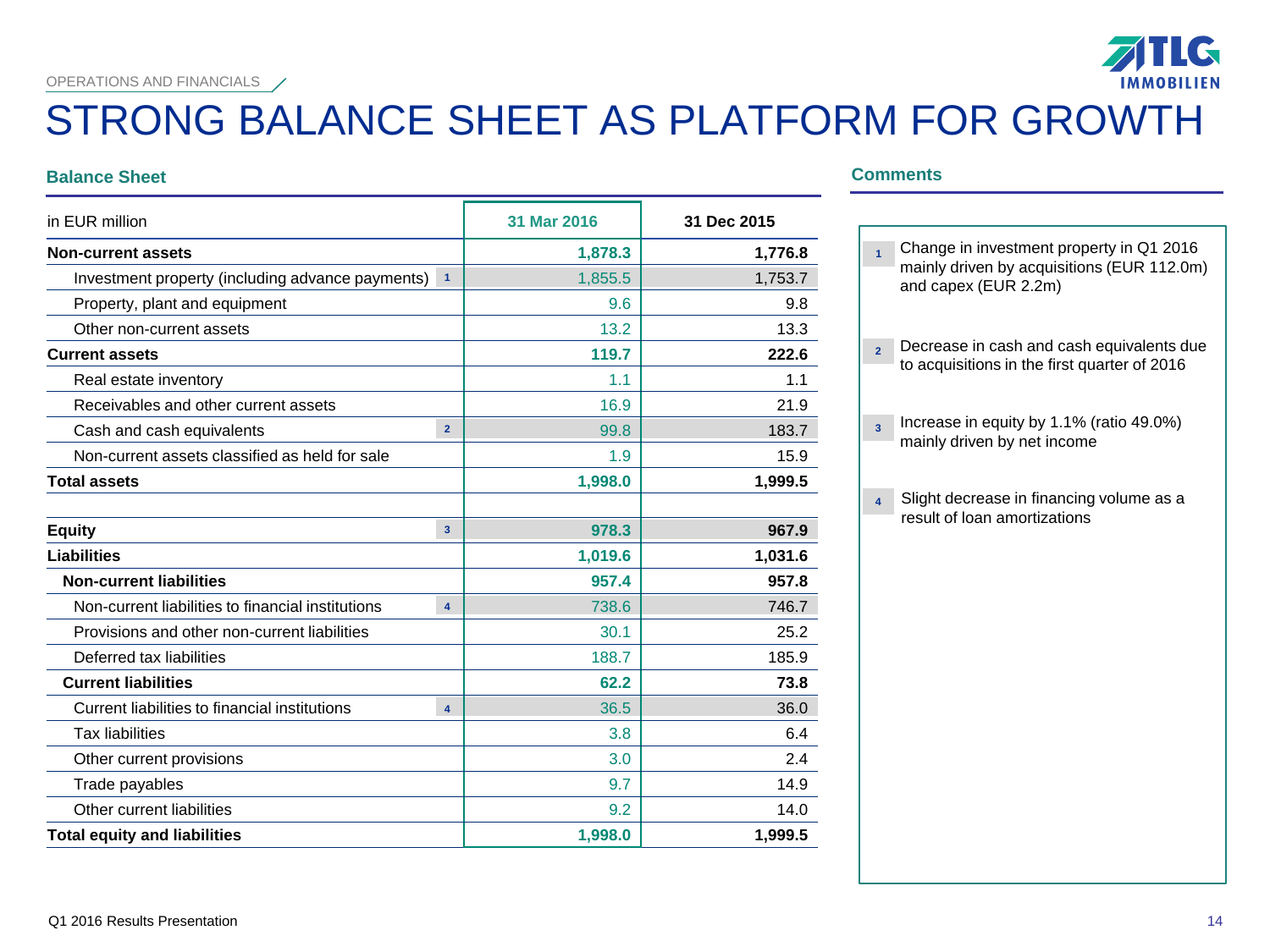OPERATIONS AND FINANCIALS

# STRONG BALANCE SHEET AS PLATFORM FOR GROWTH

## Balance Sheet

| in EUR million | | 31 Mar 2016 | 31 Dec 2015 |
|---|---|---|---|
| **Non-current assets** | | **1,878.3** | **1,776.8** |
| Investment property (including advance payments) | 1 | 1,855.5 | 1,753.7 |
| Property, plant and equipment | | 9.6 | 9.8 |
| Other non-current assets | | 13.2 | 13.3 |
| **Current assets** | | **119.7** | **222.6** |
| Real estate inventory | | 1.1 | 1.1 |
| Receivables and other current assets | | 16.9 | 21.9 |
| Cash and cash equivalents | 2 | 99.8 | 183.7 |
| Non-current assets classified as held for sale | | 1.9 | 15.9 |
| **Total assets** | | **1,998.0** | **1,999.5** |
| | | | |
| **Equity** | 3 | **978.3** | **967.9** |
| **Liabilities** | | **1,019.6** | **1,031.6** |
| **Non-current liabilities** | | **957.4** | **957.8** |
| Non-current liabilities to financial institutions | 4 | 738.6 | 746.7 |
| Provisions and other non-current liabilities | | 30.1 | 25.2 |
| Deferred tax liabilities | | 188.7 | 185.9 |
| **Current liabilities** | | **62.2** | **73.8** |
| Current liabilities to financial institutions | 4 | 36.5 | 36.0 |
| Tax liabilities | | 3.8 | 6.4 |
| Other current provisions | | 3.0 | 2.4 |
| Trade payables | | 9.7 | 14.9 |
| Other current liabilities | | 9.2 | 14.0 |
| **Total equity and liabilities** | | **1,998.0** | **1,999.5** |

## Comments

1. Change in investment property in Q1 2016 mainly driven by acquisitions (EUR 112.0m) and capex (EUR 2.2m)
2. Decrease in cash and cash equivalents due to acquisitions in the first quarter of 2016
3. Increase in equity by 1.1% (ratio 49.0%) mainly driven by net income
4. Slight decrease in financing volume as a result of loan amortizations

Q1 2016 Results Presentation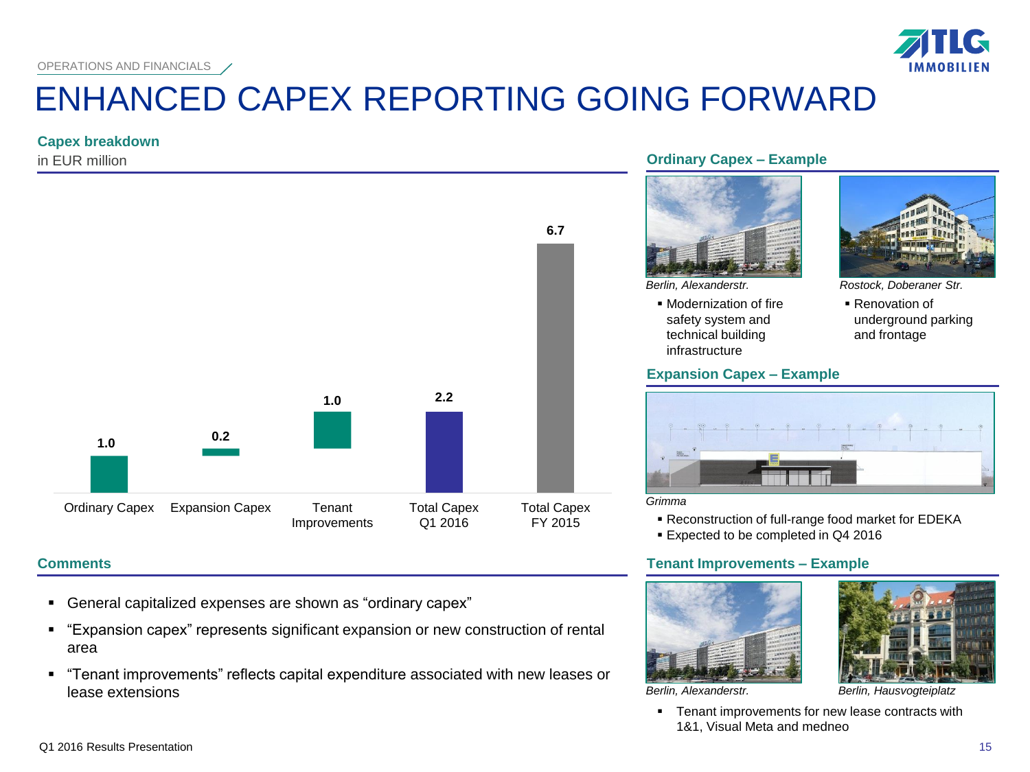# ENHANCED CAPEX REPORTING GOING FORWARD

**Capex breakdown**

in EUR million

| Ordinary Capex | Expansion Capex | Tenant Improvements | Total Capex Q1 2016 | Total Capex FY 2015 |
|---|---|---|---|---|
| 1.0 | 0.2 | 1.0 | 2.2 | 6.7 |

## Comments

- General capitalized expenses are shown as "ordinary capex"
- "Expansion capex" represents significant expansion or new construction of rental area
- "Tenant improvements" reflects capital expenditure associated with new leases or lease extensions

## Ordinary Capex – Example

*Berlin, Alexanderstr.*

- Modernization of fire safety system and technical building infrastructure

*Rostock, Doberaner Str.*

- Renovation of underground parking and frontage

## Expansion Capex – Example

*Grimma*

- Reconstruction of full-range food market for EDEKA
- Expected to be completed in Q4 2016

## Tenant Improvements – Example

*Berlin, Alexanderstr.*

*Berlin, Hausvogteiplatz*

- Tenant improvements for new lease contracts with 1&1, Visual Meta and medneo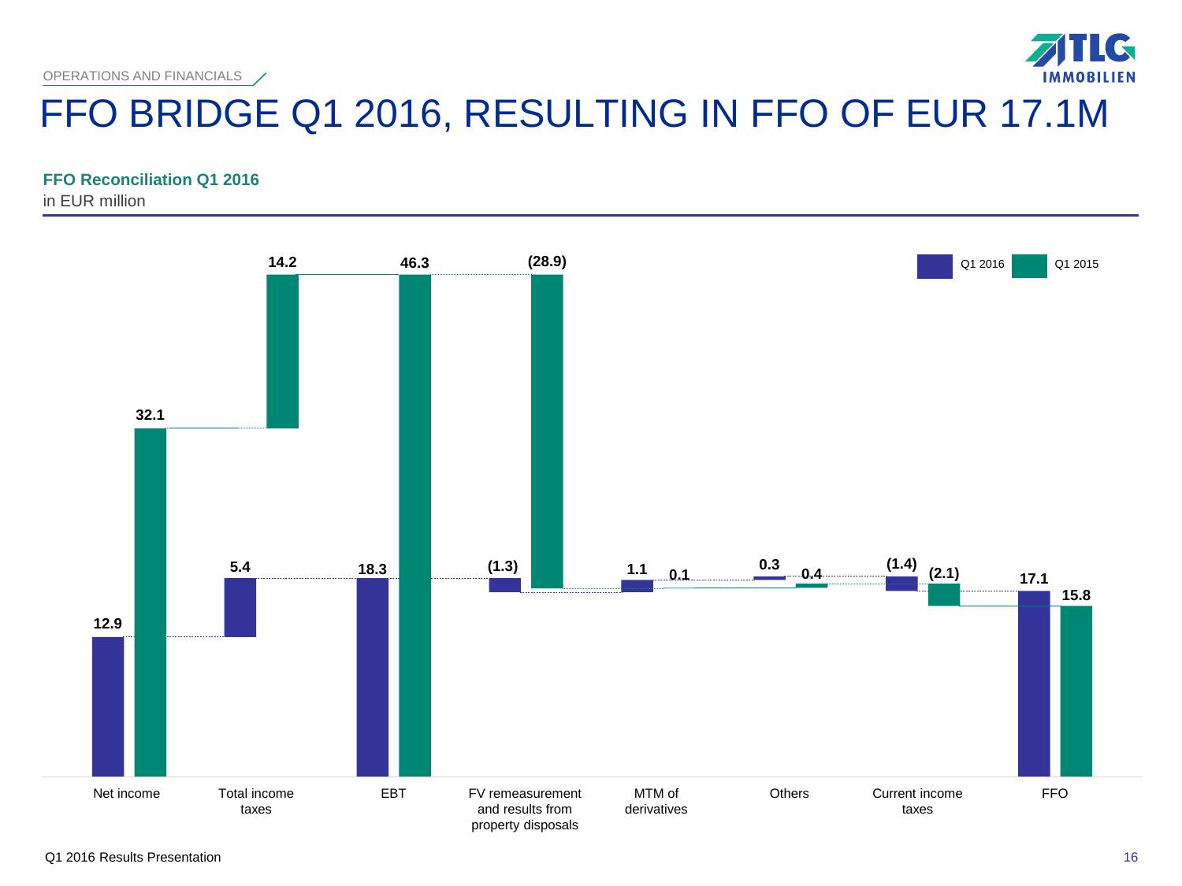# FFO BRIDGE Q1 2016, RESULTING IN FFO OF EUR 17.1M

**FFO Reconciliation Q1 2016**

in EUR million

| | Q1 2016 | Q1 2015 |
|---|---|---|
| Net income | 12.9 | 32.1 |
| Total income taxes | 5.4 | 14.2 |
| EBT | 18.3 | 46.3 |
| FV remeasurement and results from property disposals | (1.3) | (28.9) |
| MTM of derivatives | 1.1 | 0.1 |
| Others | 0.3 | 0.4 |
| Current income taxes | (1.4) | (2.1) |
| FFO | 17.1 | 15.8 |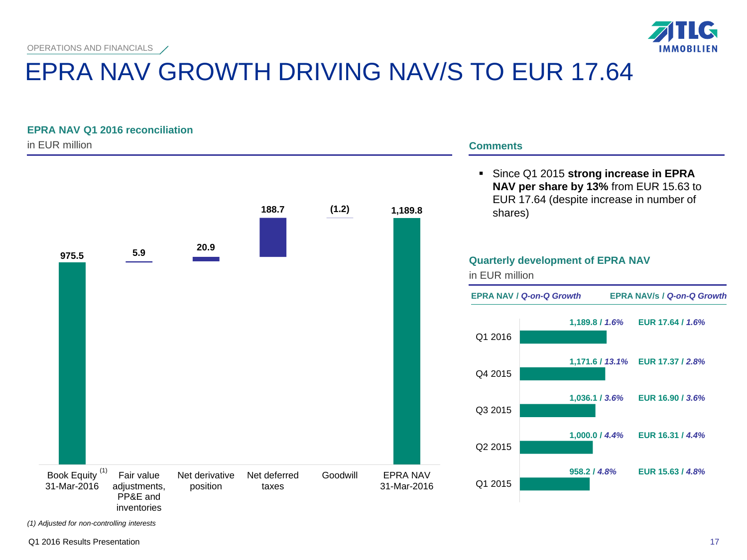OPERATIONS AND FINANCIALS

# EPRA NAV GROWTH DRIVING NAV/S TO EUR 17.64

## EPRA NAV Q1 2016 reconciliation

in EUR million

| Book Equity[(1)] 31-Mar-2016 | Fair value adjustments, PP&E and inventories | Net derivative position | Net deferred taxes | Goodwill | EPRA NAV 31-Mar-2016 |
|---|---|---|---|---|---|
| 975.5 | 5.9 | 20.9 | 188.7 | (1.2) | 1,189.8 |

*(1) Adjusted for non-controlling interests*

## Comments

- Since Q1 2015 **strong increase in EPRA NAV per share by 13%** from EUR 15.63 to EUR 17.64 (despite increase in number of shares)

### Quarterly development of EPRA NAV

in EUR million

| | EPRA NAV / *Q-on-Q Growth* | EPRA NAV/s / *Q-on-Q Growth* |
|---|---|---|
| Q1 2016 | 1,189.8 / *1.6%* | EUR 17.64 / *1.6%* |
| Q4 2015 | 1,171.6 / *13.1%* | EUR 17.37 / *2.8%* |
| Q3 2015 | 1,036.1 / *3.6%* | EUR 16.90 / *3.6%* |
| Q2 2015 | 1,000.0 / *4.4%* | EUR 16.31 / *4.4%* |
| Q1 2015 | 958.2 / *4.8%* | EUR 15.63 / *4.8%* |

Q1 2016 Results Presentation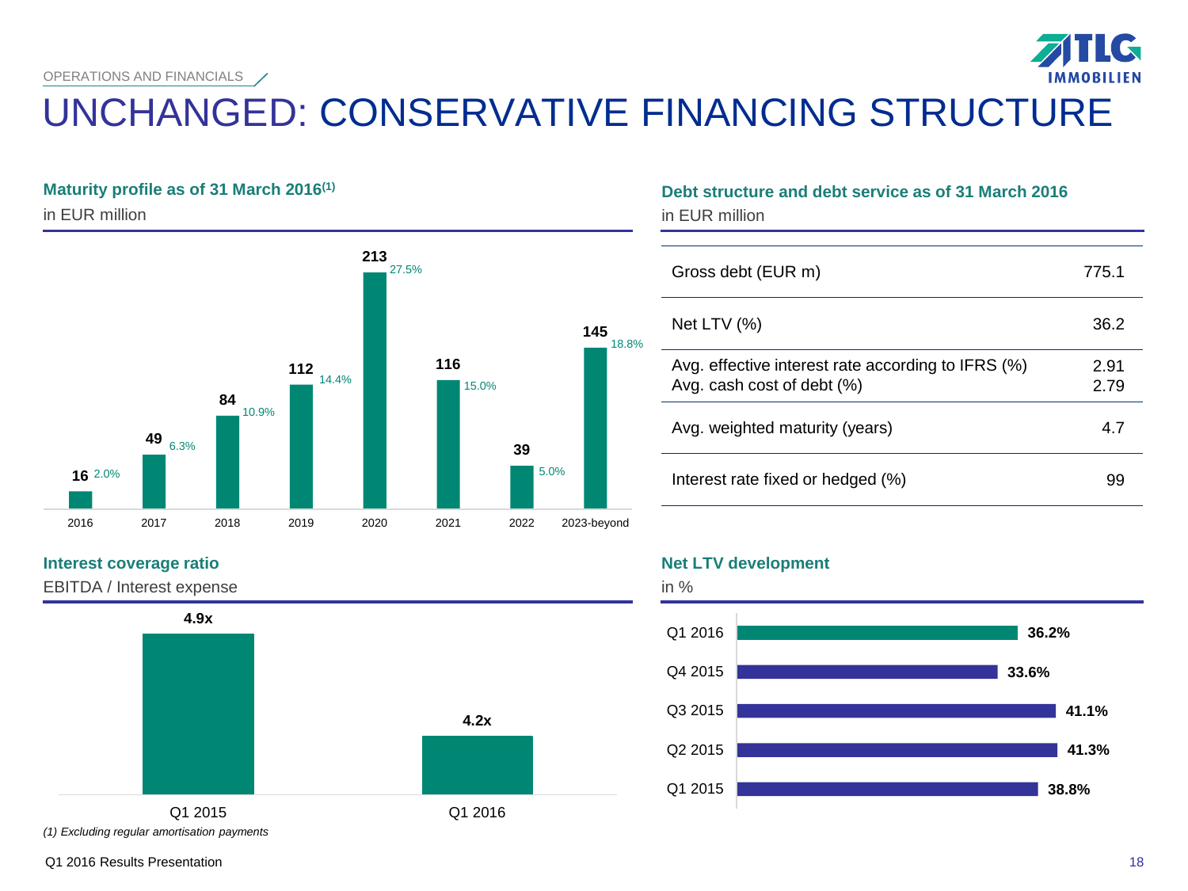OPERATIONS AND FINANCIALS

# UNCHANGED: CONSERVATIVE FINANCING STRUCTURE

### Maturity profile as of 31 March 2016[1]

in EUR million

| Year | EUR million | Share |
|---|---|---|
| 2016 | 16 | 2.0% |
| 2017 | 49 | 6.3% |
| 2018 | 84 | 10.9% |
| 2019 | 112 | 14.4% |
| 2020 | 213 | 27.5% |
| 2021 | 116 | 15.0% |
| 2022 | 39 | 5.0% |
| 2023-beyond | 145 | 18.8% |

### Debt structure and debt service as of 31 March 2016

in EUR million

| | |
|---|---|
| Gross debt (EUR m) | 775.1 |
| Net LTV (%) | 36.2 |
| Avg. effective interest rate according to IFRS (%) | 2.91 |
| Avg. cash cost of debt (%) | 2.79 |
| Avg. weighted maturity (years) | 4.7 |
| Interest rate fixed or hedged (%) | 99 |

### Interest coverage ratio

EBITDA / Interest expense

| Q1 2015 | Q1 2016 |
|---|---|
| 4.9x | 4.2x |

### Net LTV development

in %

| Quarter | Net LTV |
|---|---|
| Q1 2016 | 36.2% |
| Q4 2015 | 33.6% |
| Q3 2015 | 41.1% |
| Q2 2015 | 41.3% |
| Q1 2015 | 38.8% |

*(1) Excluding regular amortisation payments*

Q1 2016 Results Presentation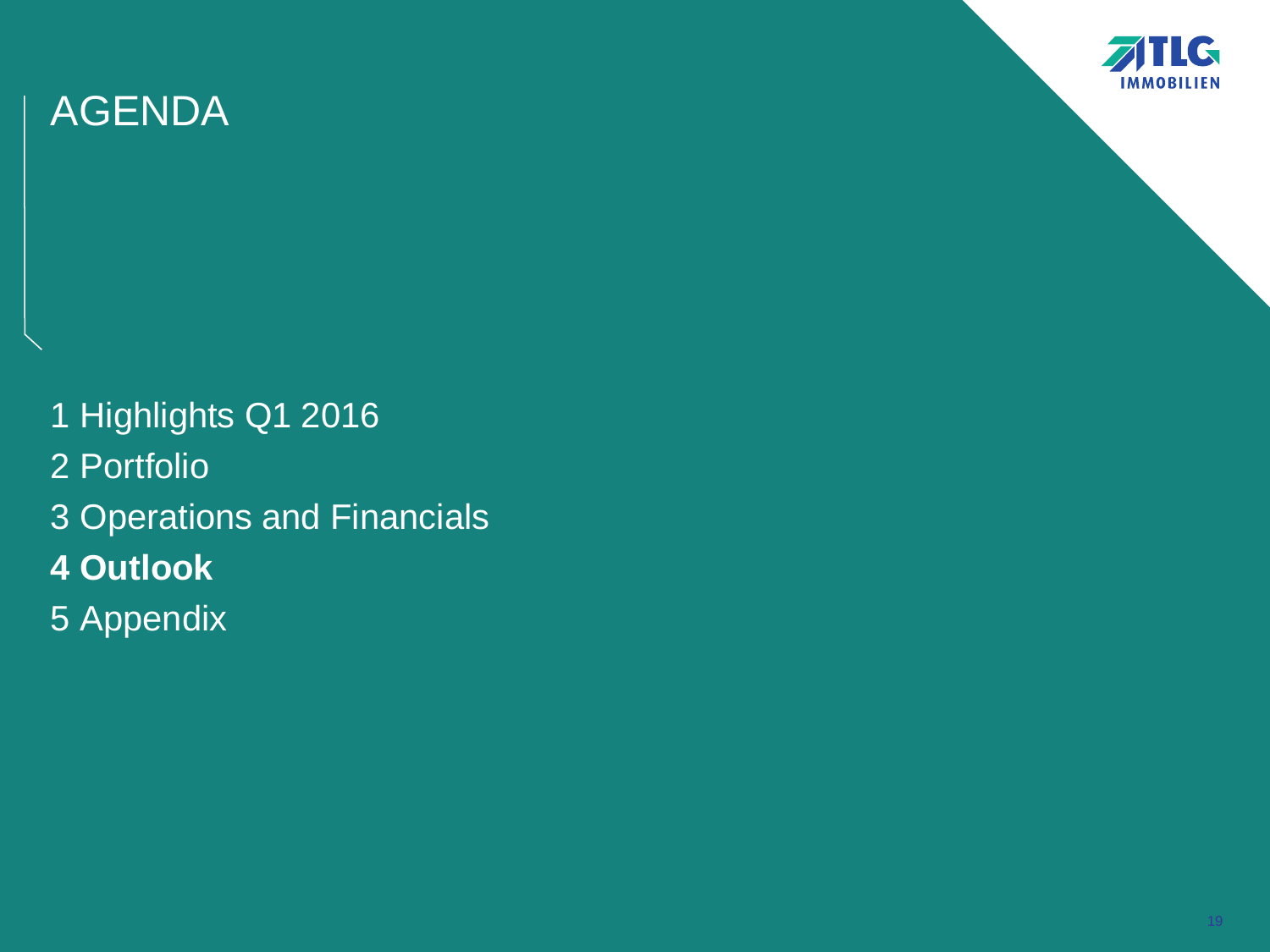# AGENDA

1 Highlights Q1 2016

2 Portfolio

3 Operations and Financials

**4 Outlook**

5 Appendix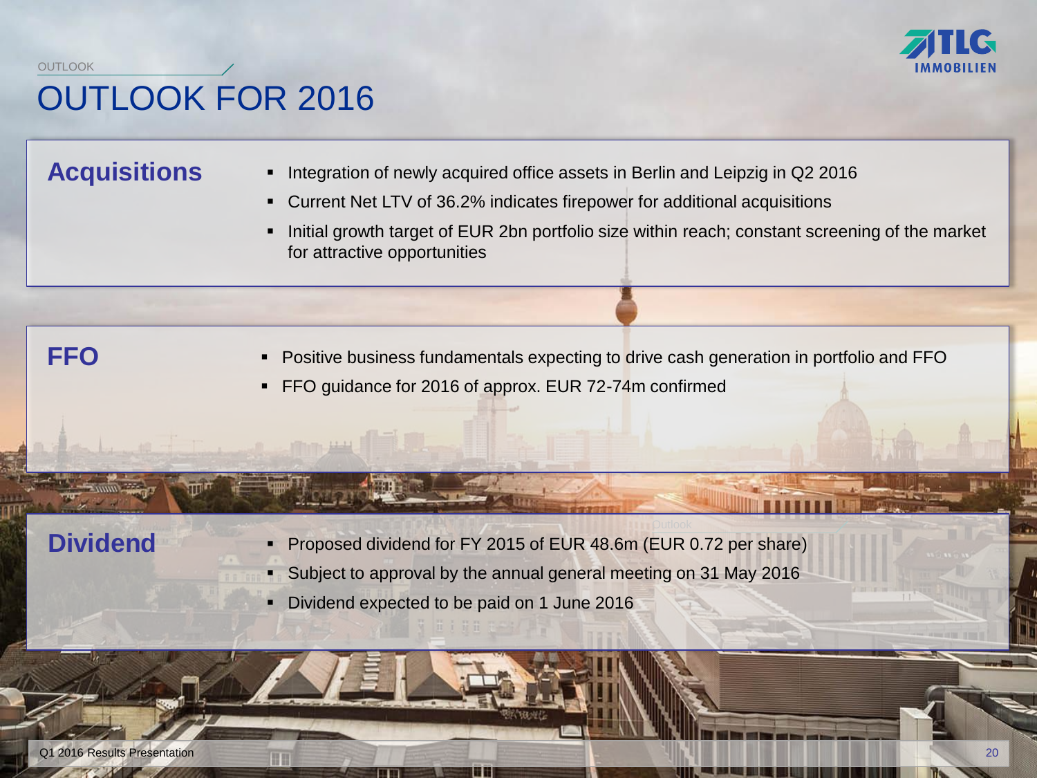# OUTLOOK FOR 2016

## Acquisitions

- Integration of newly acquired office assets in Berlin and Leipzig in Q2 2016
- Current Net LTV of 36.2% indicates firepower for additional acquisitions
- Initial growth target of EUR 2bn portfolio size within reach; constant screening of the market for attractive opportunities

## FFO

- Positive business fundamentals expecting to drive cash generation in portfolio and FFO
- FFO guidance for 2016 of approx. EUR 72-74m confirmed

## Dividend

- Proposed dividend for FY 2015 of EUR 48.6m (EUR 0.72 per share)
- Subject to approval by the annual general meeting on 31 May 2016
- Dividend expected to be paid on 1 June 2016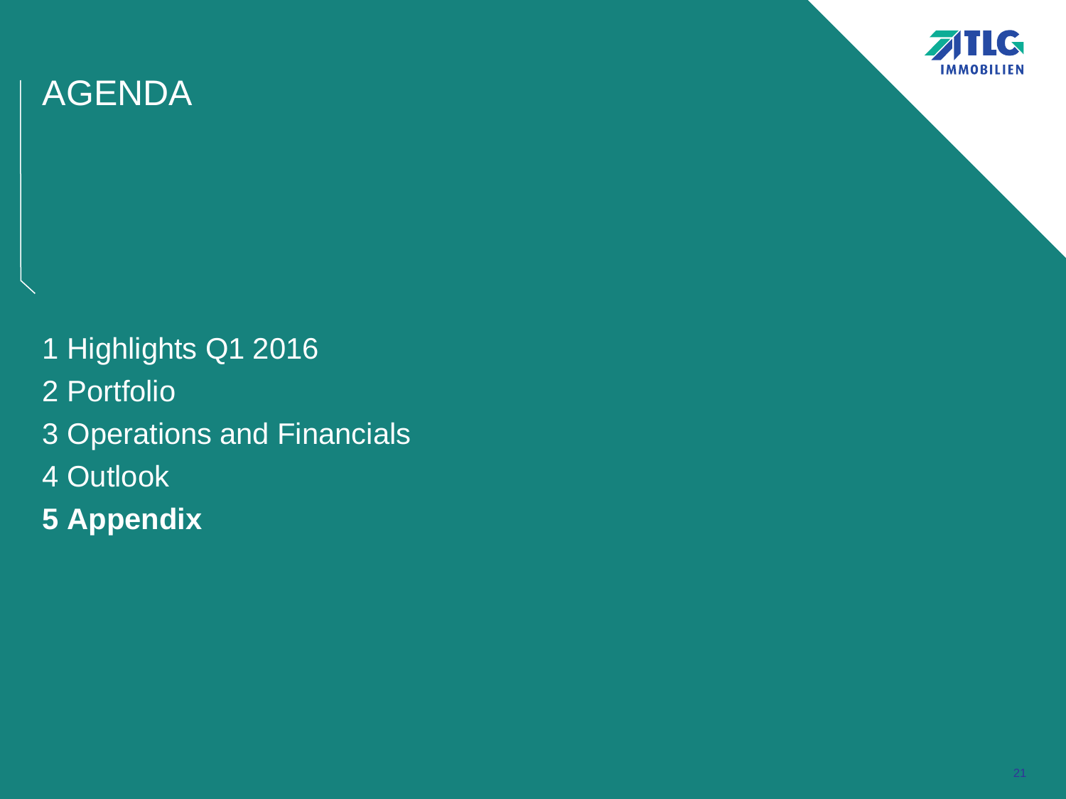# AGENDA

1 Highlights Q1 2016
2 Portfolio
3 Operations and Financials
4 Outlook
**5 Appendix**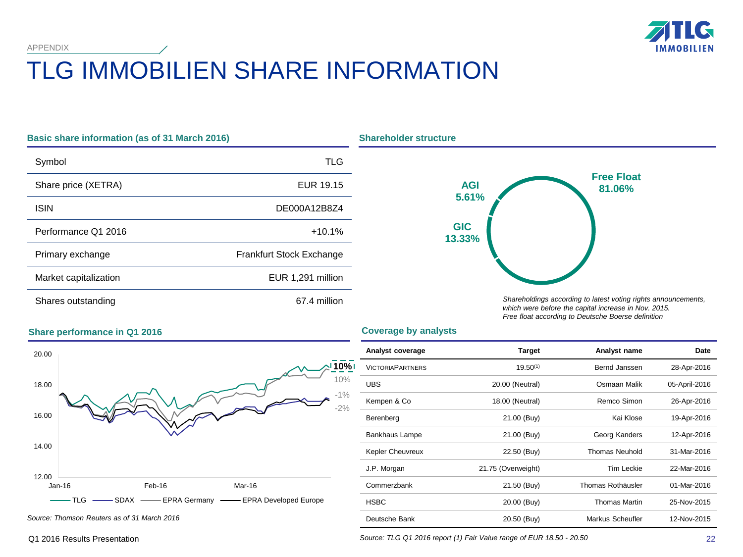APPENDIX

# TLG IMMOBILIEN SHARE INFORMATION

## Basic share information (as of 31 March 2016)

| | |
|---|---|
| Symbol | TLG |
| Share price (XETRA) | EUR 19.15 |
| ISIN | DE000A12B8Z4 |
| Performance Q1 2016 | +10.1% |
| Primary exchange | Frankfurt Stock Exchange |
| Market capitalization | EUR 1,291 million |
| Shares outstanding | 67.4 million |

## Shareholder structure

Free Float 81.06%

AGI 5.61%

GIC 13.33%

*Shareholdings according to latest voting rights announcements, which were before the capital increase in Nov. 2015.*
*Free float according to Deutsche Boerse definition*

## Share performance in Q1 2016

TLG: 10%; SDAX: -1%; EPRA Germany: 10%; EPRA Developed Europe: -2%

*Source: Thomson Reuters as of 31 March 2016*

## Coverage by analysts

| Analyst coverage | Target | Analyst name | Date |
|---|---|---|---|
| VICTORIAPARTNERS | 19.50[1] | Bernd Janssen | 28-Apr-2016 |
| UBS | 20.00 (Neutral) | Osmaan Malik | 05-April-2016 |
| Kempen & Co | 18.00 (Neutral) | Remco Simon | 26-Apr-2016 |
| Berenberg | 21.00 (Buy) | Kai Klose | 19-Apr-2016 |
| Bankhaus Lampe | 21.00 (Buy) | Georg Kanders | 12-Apr-2016 |
| Kepler Cheuvreux | 22.50 (Buy) | Thomas Neuhold | 31-Mar-2016 |
| J.P. Morgan | 21.75 (Overweight) | Tim Leckie | 22-Mar-2016 |
| Commerzbank | 21.50 (Buy) | Thomas Rothäusler | 01-Mar-2016 |
| HSBC | 20.00 (Buy) | Thomas Martin | 25-Nov-2015 |
| Deutsche Bank | 20.50 (Buy) | Markus Scheufler | 12-Nov-2015 |

*Source: TLG Q1 2016 report (1) Fair Value range of EUR 18.50 - 20.50*

Q1 2016 Results Presentation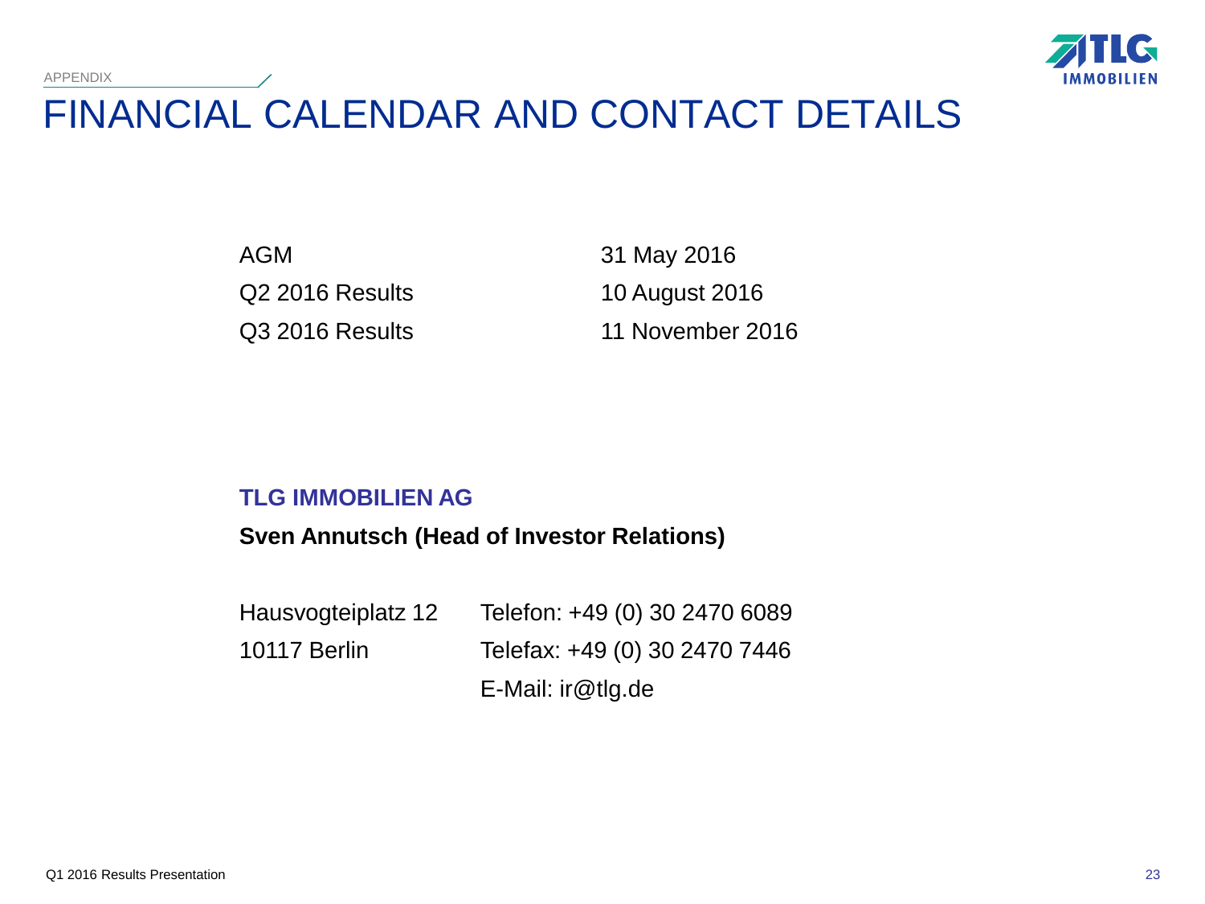APPENDIX

# FINANCIAL CALENDAR AND CONTACT DETAILS

| | |
|---|---|
| AGM | 31 May 2016 |
| Q2 2016 Results | 10 August 2016 |
| Q3 2016 Results | 11 November 2016 |

**TLG IMMOBILIEN AG**

**Sven Annutsch (Head of Investor Relations)**

| | |
|---|---|
| Hausvogteiplatz 12 | Telefon: +49 (0) 30 2470 6089 |
| 10117 Berlin | Telefax: +49 (0) 30 2470 7446 |
| | E-Mail: ir@tlg.de |